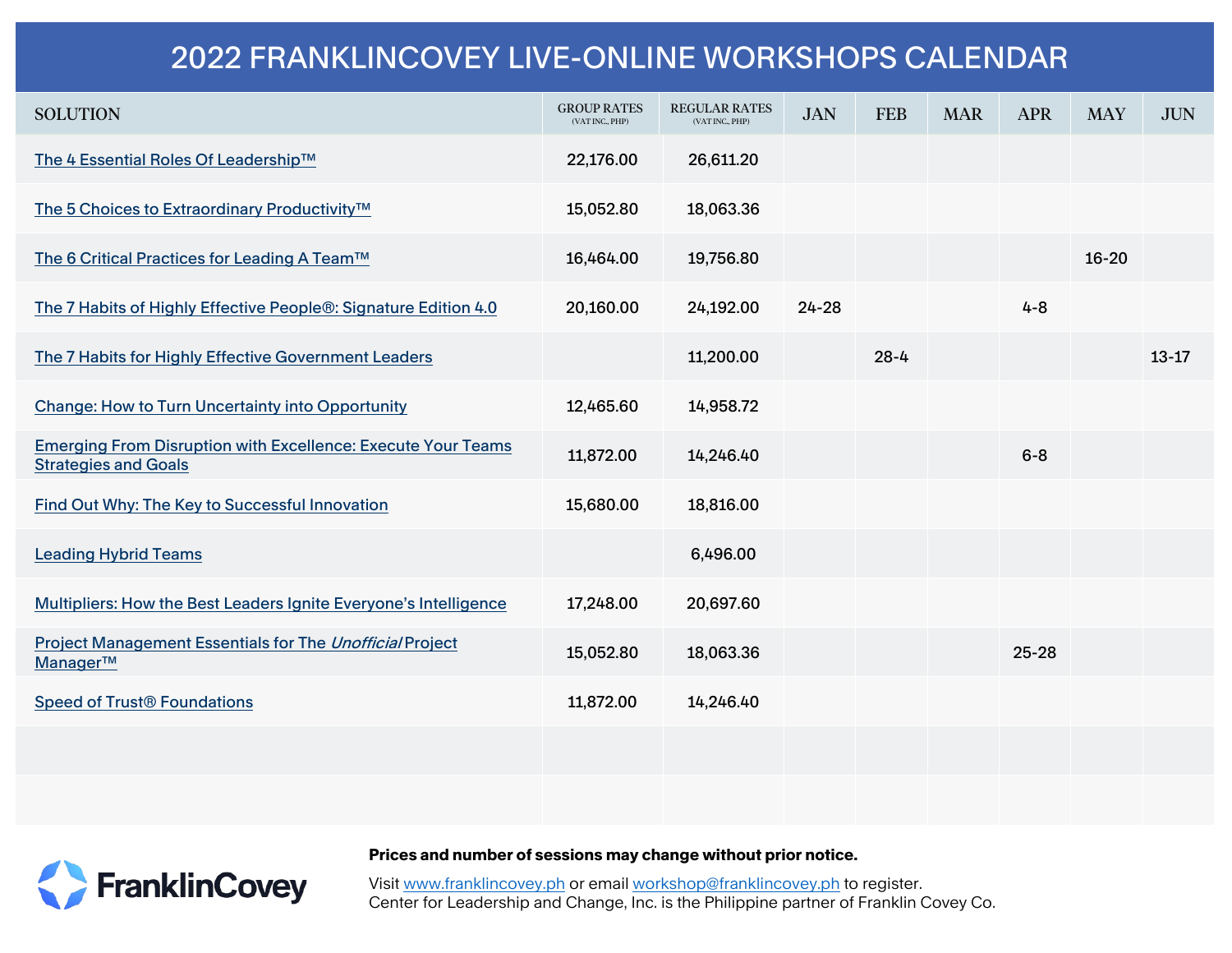# 2022 FRANKLINCOVEY LIVE-ONLINE WORKSHOPS CALENDAR

| SOLUTION | GROUP RATES (VAT INC., PHP) | REGULAR RATES (VAT INC., PHP) | JAN | FEB | MAR | APR | MAY | JUN |
|---|---|---|---|---|---|---|---|---|
| The 4 Essential Roles Of Leadership™ | 22,176.00 | 26,611.20 | | | | | | |
| The 5 Choices to Extraordinary Productivity™ | 15,052.80 | 18,063.36 | | | | | | |
| The 6 Critical Practices for Leading A Team™ | 16,464.00 | 19,756.80 | | | | | 16-20 | |
| The 7 Habits of Highly Effective People®: Signature Edition 4.0 | 20,160.00 | 24,192.00 | 24-28 | | | 4-8 | | |
| The 7 Habits for Highly Effective Government Leaders | | 11,200.00 | | 28-4 | | | | 13-17 |
| Change: How to Turn Uncertainty into Opportunity | 12,465.60 | 14,958.72 | | | | | | |
| Emerging From Disruption with Excellence: Execute Your Teams Strategies and Goals | 11,872.00 | 14,246.40 | | | | 6-8 | | |
| Find Out Why: The Key to Successful Innovation | 15,680.00 | 18,816.00 | | | | | | |
| Leading Hybrid Teams | | 6,496.00 | | | | | | |
| Multipliers: How the Best Leaders Ignite Everyone's Intelligence | 17,248.00 | 20,697.60 | | | | | | |
| Project Management Essentials for The *Unofficial* Project Manager™ | 15,052.80 | 18,063.36 | | | | 25-28 | | |
| Speed of Trust® Foundations | 11,872.00 | 14,246.40 | | | | | | |
| | | | | | | | | |
| | | | | | | | | |

FranklinCovey

**Prices and number of sessions may change without prior notice.**

Visit www.franklincovey.ph or email workshop@franklincovey.ph to register.
Center for Leadership and Change, Inc. is the Philippine partner of Franklin Covey Co.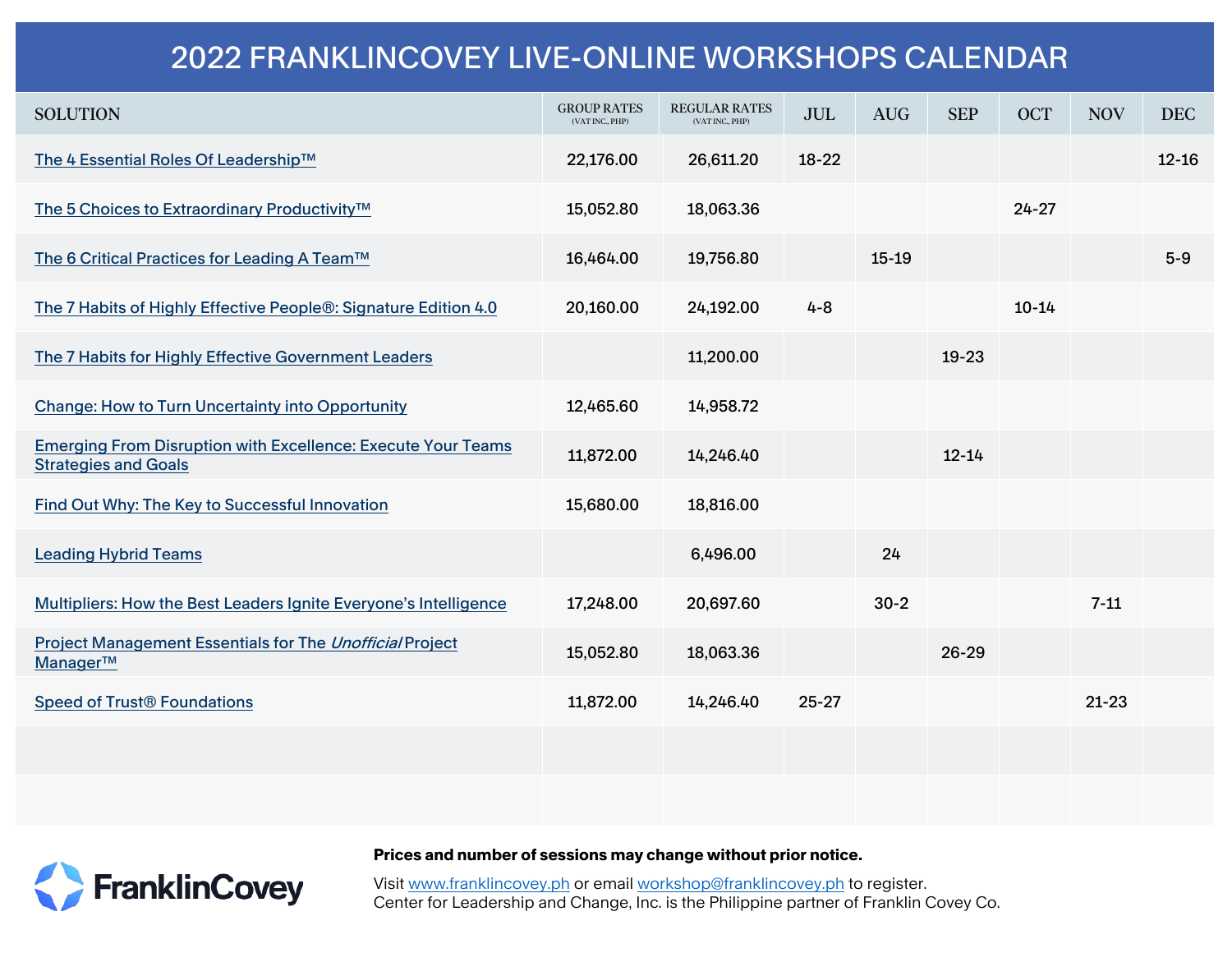# 2022 FRANKLINCOVEY LIVE-ONLINE WORKSHOPS CALENDAR

| SOLUTION | GROUP RATES (VAT INC., PHP) | REGULAR RATES (VAT INC., PHP) | JUL | AUG | SEP | OCT | NOV | DEC |
|---|---|---|---|---|---|---|---|---|
| The 4 Essential Roles Of Leadership™ | 22,176.00 | 26,611.20 | 18-22 | | | | | 12-16 |
| The 5 Choices to Extraordinary Productivity™ | 15,052.80 | 18,063.36 | | | | 24-27 | | |
| The 6 Critical Practices for Leading A Team™ | 16,464.00 | 19,756.80 | | 15-19 | | | | 5-9 |
| The 7 Habits of Highly Effective People®: Signature Edition 4.0 | 20,160.00 | 24,192.00 | 4-8 | | | 10-14 | | |
| The 7 Habits for Highly Effective Government Leaders | | 11,200.00 | | | 19-23 | | | |
| Change: How to Turn Uncertainty into Opportunity | 12,465.60 | 14,958.72 | | | | | | |
| Emerging From Disruption with Excellence: Execute Your Teams Strategies and Goals | 11,872.00 | 14,246.40 | | | 12-14 | | | |
| Find Out Why: The Key to Successful Innovation | 15,680.00 | 18,816.00 | | | | | | |
| Leading Hybrid Teams | | 6,496.00 | | 24 | | | | |
| Multipliers: How the Best Leaders Ignite Everyone's Intelligence | 17,248.00 | 20,697.60 | | 30-2 | | | 7-11 | |
| Project Management Essentials for The *Unofficial* Project Manager™ | 15,052.80 | 18,063.36 | | | 26-29 | | | |
| Speed of Trust® Foundations | 11,872.00 | 14,246.40 | 25-27 | | | | 21-23 | |
| | | | | | | | | |
| | | | | | | | | |

FranklinCovey

**Prices and number of sessions may change without prior notice.**

Visit www.franklincovey.ph or email workshop@franklincovey.ph to register.
Center for Leadership and Change, Inc. is the Philippine partner of Franklin Covey Co.